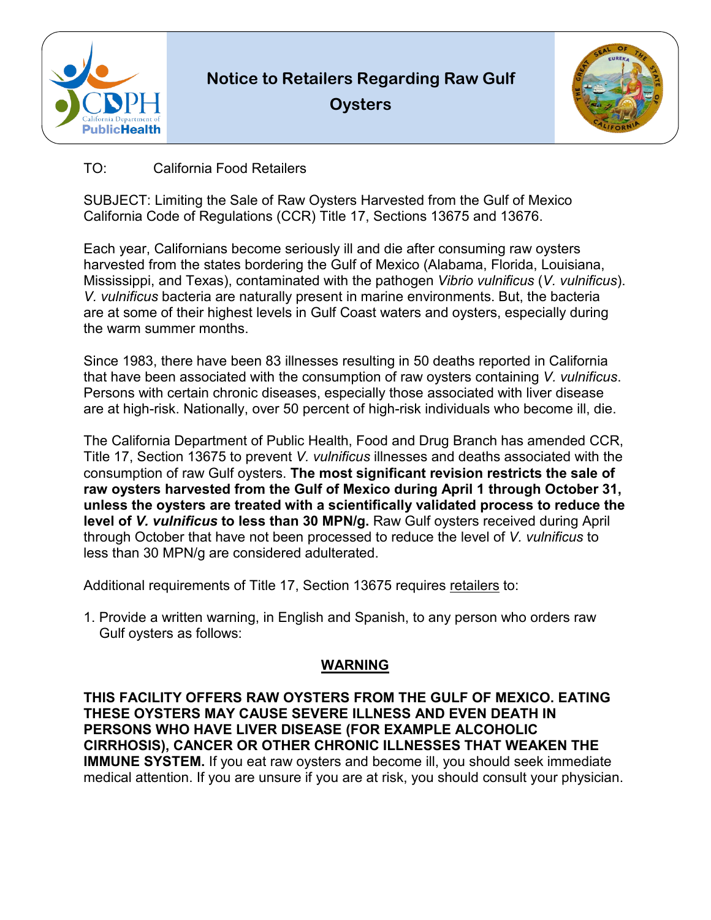# Notice to Retailers Regarding Raw Gulf Oysters

TO: California Food Retailers

SUBJECT: Limiting the Sale of Raw Oysters Harvested from the Gulf of Mexico California Code of Regulations (CCR) Title 17, Sections 13675 and 13676.

Each year, Californians become seriously ill and die after consuming raw oysters harvested from the states bordering the Gulf of Mexico (Alabama, Florida, Louisiana, Mississippi, and Texas), contaminated with the pathogen *Vibrio vulnificus* (*V. vulnificus*). *V. vulnificus* bacteria are naturally present in marine environments. But, the bacteria are at some of their highest levels in Gulf Coast waters and oysters, especially during the warm summer months.

Since 1983, there have been 83 illnesses resulting in 50 deaths reported in California that have been associated with the consumption of raw oysters containing *V. vulnificus*. Persons with certain chronic diseases, especially those associated with liver disease are at high-risk. Nationally, over 50 percent of high-risk individuals who become ill, die.

The California Department of Public Health, Food and Drug Branch has amended CCR, Title 17, Section 13675 to prevent *V. vulnificus* illnesses and deaths associated with the consumption of raw Gulf oysters. **The most significant revision restricts the sale of raw oysters harvested from the Gulf of Mexico during April 1 through October 31, unless the oysters are treated with a scientifically validated process to reduce the level of *V. vulnificus* to less than 30 MPN/g.** Raw Gulf oysters received during April through October that have not been processed to reduce the level of *V. vulnificus* to less than 30 MPN/g are considered adulterated.

Additional requirements of Title 17, Section 13675 requires <u>retailers</u> to:

1. Provide a written warning, in English and Spanish, to any person who orders raw Gulf oysters as follows:

<u>**WARNING**</u>

**THIS FACILITY OFFERS RAW OYSTERS FROM THE GULF OF MEXICO. EATING THESE OYSTERS MAY CAUSE SEVERE ILLNESS AND EVEN DEATH IN PERSONS WHO HAVE LIVER DISEASE (FOR EXAMPLE ALCOHOLIC CIRRHOSIS), CANCER OR OTHER CHRONIC ILLNESSES THAT WEAKEN THE IMMUNE SYSTEM.** If you eat raw oysters and become ill, you should seek immediate medical attention. If you are unsure if you are at risk, you should consult your physician.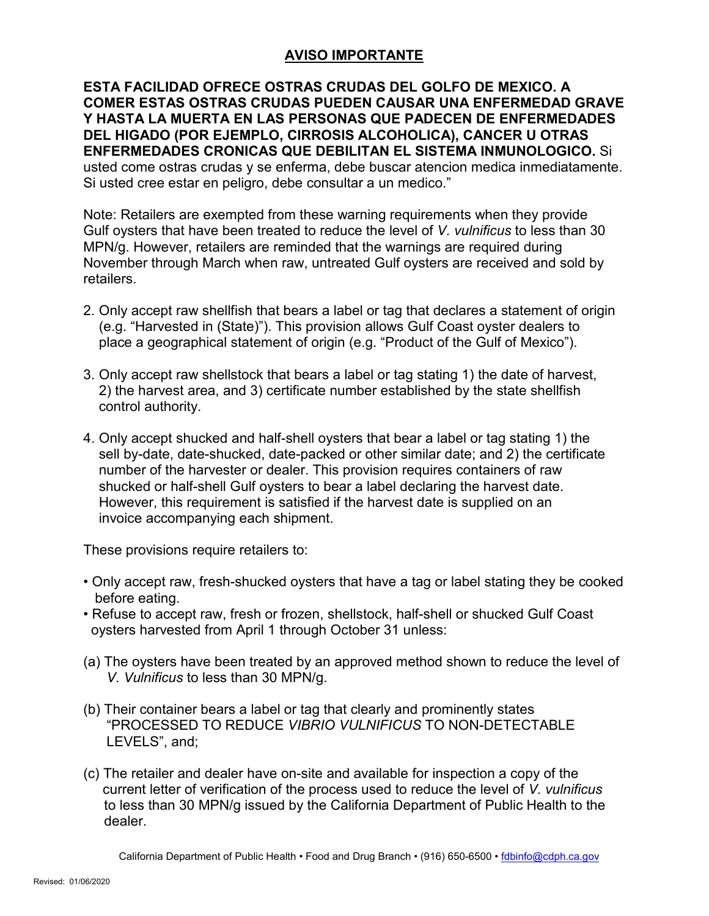## AVISO IMPORTANTE

**ESTA FACILIDAD OFRECE OSTRAS CRUDAS DEL GOLFO DE MEXICO. A COMER ESTAS OSTRAS CRUDAS PUEDEN CAUSAR UNA ENFERMEDAD GRAVE Y HASTA LA MUERTA EN LAS PERSONAS QUE PADECEN DE ENFERMEDADES DEL HIGADO (POR EJEMPLO, CIRROSIS ALCOHOLICA), CANCER U OTRAS ENFERMEDADES CRONICAS QUE DEBILITAN EL SISTEMA INMUNOLOGICO.** Si usted come ostras crudas y se enferma, debe buscar atencion medica inmediatamente. Si usted cree estar en peligro, debe consultar a un medico."

Note: Retailers are exempted from these warning requirements when they provide Gulf oysters that have been treated to reduce the level of *V. vulnificus* to less than 30 MPN/g. However, retailers are reminded that the warnings are required during November through March when raw, untreated Gulf oysters are received and sold by retailers.

2. Only accept raw shellfish that bears a label or tag that declares a statement of origin (e.g. "Harvested in (State)"). This provision allows Gulf Coast oyster dealers to place a geographical statement of origin (e.g. "Product of the Gulf of Mexico").

3. Only accept raw shellstock that bears a label or tag stating 1) the date of harvest, 2) the harvest area, and 3) certificate number established by the state shellfish control authority.

4. Only accept shucked and half-shell oysters that bear a label or tag stating 1) the sell by-date, date-shucked, date-packed or other similar date; and 2) the certificate number of the harvester or dealer. This provision requires containers of raw shucked or half-shell Gulf oysters to bear a label declaring the harvest date. However, this requirement is satisfied if the harvest date is supplied on an invoice accompanying each shipment.

These provisions require retailers to:

- Only accept raw, fresh-shucked oysters that have a tag or label stating they be cooked before eating.
- Refuse to accept raw, fresh or frozen, shellstock, half-shell or shucked Gulf Coast oysters harvested from April 1 through October 31 unless:

(a) The oysters have been treated by an approved method shown to reduce the level of *V. Vulnificus* to less than 30 MPN/g.

(b) Their container bears a label or tag that clearly and prominently states "PROCESSED TO REDUCE *VIBRIO VULNIFICUS* TO NON-DETECTABLE LEVELS", and;

(c) The retailer and dealer have on-site and available for inspection a copy of the current letter of verification of the process used to reduce the level of *V. vulnificus* to less than 30 MPN/g issued by the California Department of Public Health to the dealer.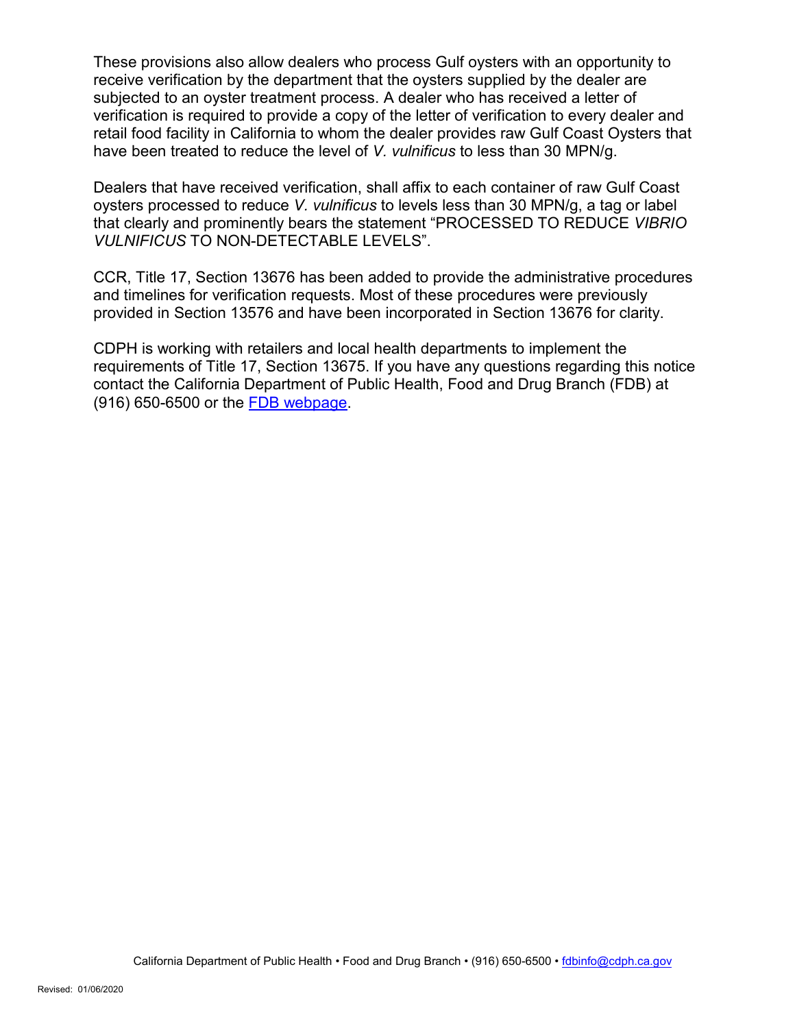These provisions also allow dealers who process Gulf oysters with an opportunity to receive verification by the department that the oysters supplied by the dealer are subjected to an oyster treatment process. A dealer who has received a letter of verification is required to provide a copy of the letter of verification to every dealer and retail food facility in California to whom the dealer provides raw Gulf Coast Oysters that have been treated to reduce the level of *V. vulnificus* to less than 30 MPN/g.

Dealers that have received verification, shall affix to each container of raw Gulf Coast oysters processed to reduce *V. vulnificus* to levels less than 30 MPN/g, a tag or label that clearly and prominently bears the statement "PROCESSED TO REDUCE *VIBRIO VULNIFICUS* TO NON-DETECTABLE LEVELS".

CCR, Title 17, Section 13676 has been added to provide the administrative procedures and timelines for verification requests. Most of these procedures were previously provided in Section 13576 and have been incorporated in Section 13676 for clarity.

CDPH is working with retailers and local health departments to implement the requirements of Title 17, Section 13675. If you have any questions regarding this notice contact the California Department of Public Health, Food and Drug Branch (FDB) at (916) 650-6500 or the [FDB webpage].

California Department of Public Health • Food and Drug Branch • (916) 650-6500 • fdbinfo@cdph.ca.gov

Revised: 01/06/2020